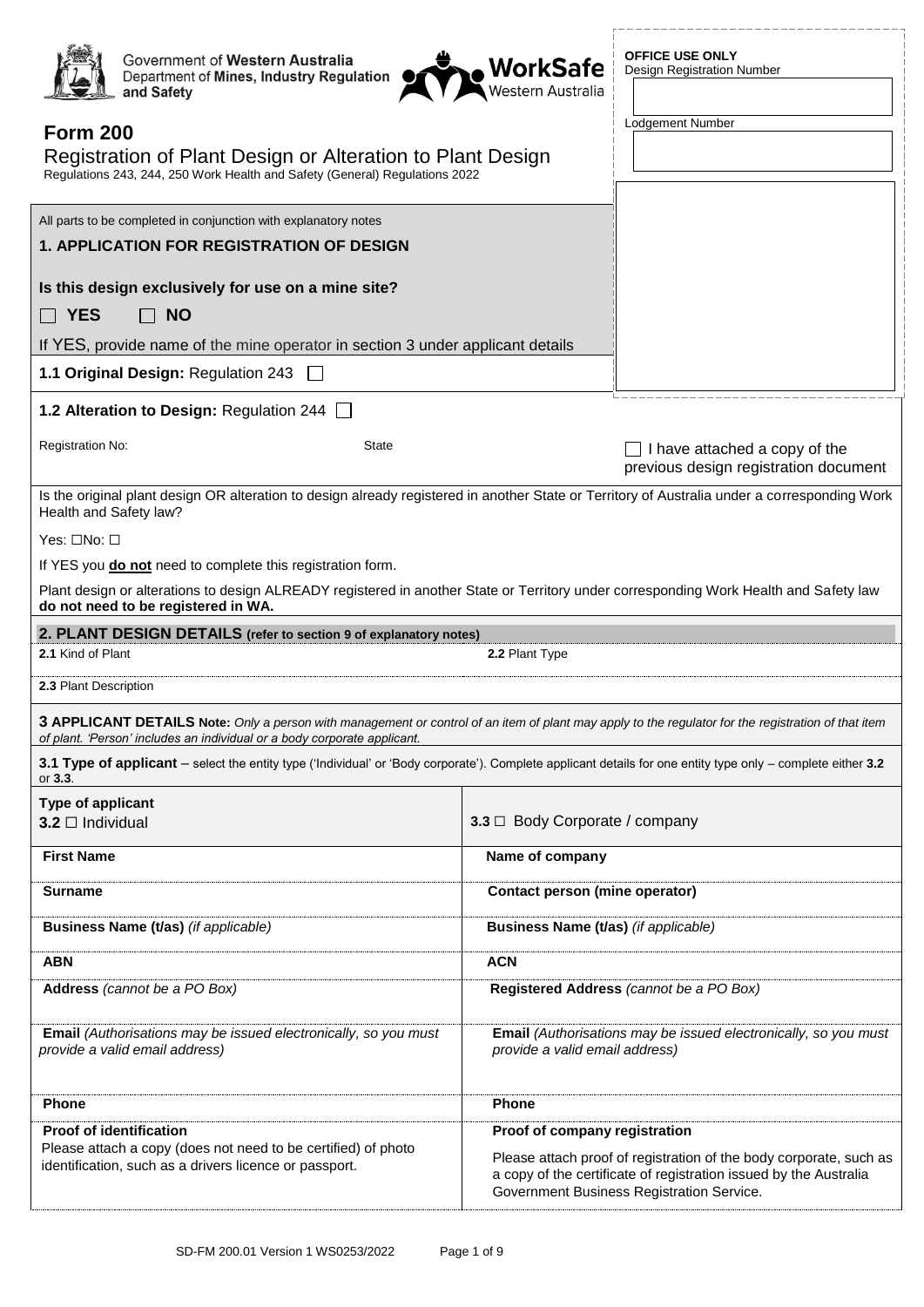Government of Western Australia
Department of Mines, Industry Regulation and Safety

WorkSafe Western Australia

**OFFICE USE ONLY**
Design Registration Number

Lodgement Number

# Form 200

## Registration of Plant Design or Alteration to Plant Design

Regulations 243, 244, 250 Work Health and Safety (General) Regulations 2022

All parts to be completed in conjunction with explanatory notes

### 1. APPLICATION FOR REGISTRATION OF DESIGN

**Is this design exclusively for use on a mine site?**

☐ **YES** ☐ **NO**

If YES, provide name of the mine operator in section 3 under applicant details

**1.1 Original Design:** Regulation 243 ☐

**1.2 Alteration to Design:** Regulation 244 ☐

Registration No: State

☐ I have attached a copy of the previous design registration document

Is the original plant design OR alteration to design already registered in another State or Territory of Australia under a corresponding Work Health and Safety law?

Yes: ☐No: ☐

If YES you **do not** need to complete this registration form.

Plant design or alterations to design ALREADY registered in another State or Territory under corresponding Work Health and Safety law **do not need to be registered in WA.**

### 2. PLANT DESIGN DETAILS (refer to section 9 of explanatory notes)

| **2.1** Kind of Plant | **2.2** Plant Type |
|---|---|
| **2.3** Plant Description | |

### 3 APPLICANT DETAILS

**Note:** *Only a person with management or control of an item of plant may apply to the regulator for the registration of that item of plant. 'Person' includes an individual or a body corporate applicant.*

**3.1 Type of applicant** – select the entity type ('Individual' or 'Body corporate'). Complete applicant details for one entity type only – complete either **3.2** or **3.3**.

| **Type of applicant**<br>**3.2** ☐ Individual | **3.3** ☐ Body Corporate / company |
|---|---|
| **First Name** | **Name of company** |
| **Surname** | **Contact person (mine operator)** |
| **Business Name (t/as)** *(if applicable)* | **Business Name (t/as)** *(if applicable)* |
| **ABN** | **ACN** |
| **Address** *(cannot be a PO Box)* | **Registered Address** *(cannot be a PO Box)* |
| **Email** *(Authorisations may be issued electronically, so you must provide a valid email address)* | **Email** *(Authorisations may be issued electronically, so you must provide a valid email address)* |
| **Phone** | **Phone** |
| **Proof of identification**<br>Please attach a copy (does not need to be certified) of photo identification, such as a drivers licence or passport. | **Proof of company registration**<br>Please attach proof of registration of the body corporate, such as a copy of the certificate of registration issued by the Australia Government Business Registration Service. |

SD-FM 200.01 Version 1 WS0253/2022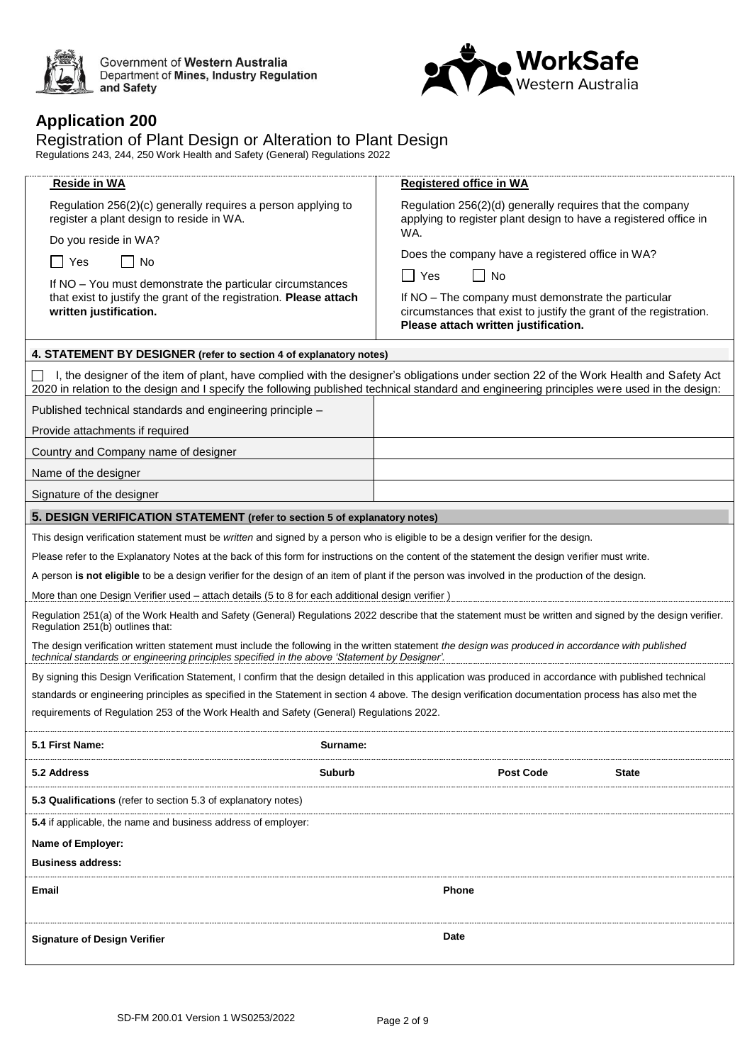Government of **Western Australia**
Department of **Mines, Industry Regulation and Safety**

**WorkSafe** Western Australia

# Application 200

## Registration of Plant Design or Alteration to Plant Design

Regulations 243, 244, 250 Work Health and Safety (General) Regulations 2022

**Reside in WA**

Regulation 256(2)(c) generally requires a person applying to register a plant design to reside in WA.

Do you reside in WA?

☐ Yes ☐ No

If NO – You must demonstrate the particular circumstances that exist to justify the grant of the registration. **Please attach written justification.**

**Registered office in WA**

Regulation 256(2)(d) generally requires that the company applying to register plant design to have a registered office in WA.

Does the company have a registered office in WA?

☐ Yes ☐ No

If NO – The company must demonstrate the particular circumstances that exist to justify the grant of the registration. **Please attach written justification.**

### 4. STATEMENT BY DESIGNER (refer to section 4 of explanatory notes)

☐ I, the designer of the item of plant, have complied with the designer's obligations under section 22 of the Work Health and Safety Act 2020 in relation to the design and I specify the following published technical standard and engineering principles were used in the design:

| | |
|---|---|
| Published technical standards and engineering principle – Provide attachments if required | |
| Country and Company name of designer | |
| Name of the designer | |
| Signature of the designer | |

### 5. DESIGN VERIFICATION STATEMENT (refer to section 5 of explanatory notes)

This design verification statement must be *written* and signed by a person who is eligible to be a design verifier for the design.

Please refer to the Explanatory Notes at the back of this form for instructions on the content of the statement the design verifier must write.

A person **is not eligible** to be a design verifier for the design of an item of plant if the person was involved in the production of the design.

More than one Design Verifier used – attach details (5 to 8 for each additional design verifier )

Regulation 251(a) of the Work Health and Safety (General) Regulations 2022 describe that the statement must be written and signed by the design verifier. Regulation 251(b) outlines that:

The design verification written statement must include the following in the written statement *the design was produced in accordance with published technical standards or engineering principles specified in the above 'Statement by Designer'.*

By signing this Design Verification Statement, I confirm that the design detailed in this application was produced in accordance with published technical standards or engineering principles as specified in the Statement in section 4 above. The design verification documentation process has also met the requirements of Regulation 253 of the Work Health and Safety (General) Regulations 2022.

**5.1 First Name:** **Surname:**

**5.2 Address** **Suburb** **Post Code** **State**

**5.3 Qualifications** (refer to section 5.3 of explanatory notes)

**5.4** if applicable, the name and business address of employer:

**Name of Employer:**

**Business address:**

**Email** **Phone**

**Signature of Design Verifier** **Date**

SD-FM 200.01 Version 1 WS0253/2022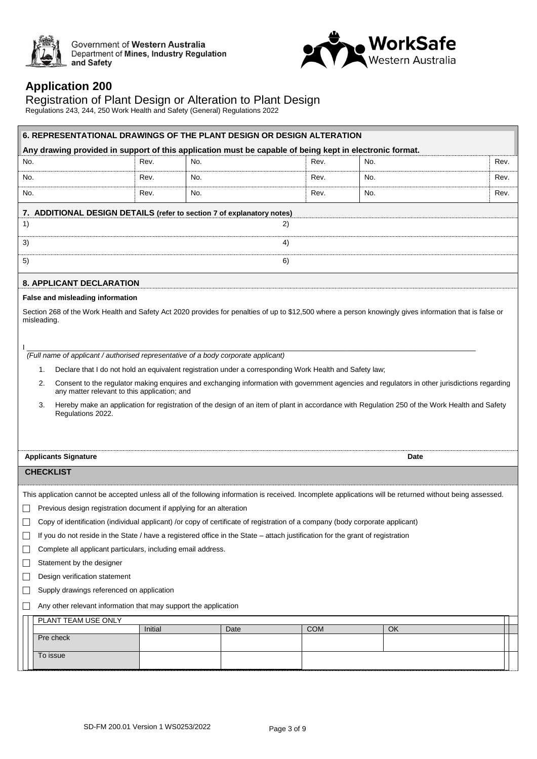Government of **Western Australia**
Department of **Mines, Industry Regulation and Safety**

**WorkSafe** Western Australia

## Application 200

Registration of Plant Design or Alteration to Plant Design

Regulations 243, 244, 250 Work Health and Safety (General) Regulations 2022

### 6. REPRESENTATIONAL DRAWINGS OF THE PLANT DESIGN OR DESIGN ALTERATION

**Any drawing provided in support of this application must be capable of being kept in electronic format.**

| No. | Rev. | No. | Rev. | No. | Rev. |
|---|---|---|---|---|---|
| No. | Rev. | No. | Rev. | No. | Rev. |
| No. | Rev. | No. | Rev. | No. | Rev. |

### 7. ADDITIONAL DESIGN DETAILS (refer to section 7 of explanatory notes)

| | |
|---|---|
| 1) | 2) |
| 3) | 4) |
| 5) | 6) |

### 8. APPLICANT DECLARATION

**False and misleading information**

Section 268 of the Work Health and Safety Act 2020 provides for penalties of up to $12,500 where a person knowingly gives information that is false or misleading.

I ______________________________________________________________

*(Full name of applicant / authorised representative of a body corporate applicant)*

1. Declare that I do not hold an equivalent registration under a corresponding Work Health and Safety law;
2. Consent to the regulator making enquires and exchanging information with government agencies and regulators in other jurisdictions regarding any matter relevant to this application; and
3. Hereby make an application for registration of the design of an item of plant in accordance with Regulation 250 of the Work Health and Safety Regulations 2022.

**Applicants Signature** **Date**

### CHECKLIST

This application cannot be accepted unless all of the following information is received. Incomplete applications will be returned without being assessed.

- ☐ Previous design registration document if applying for an alteration
- ☐ Copy of identification (individual applicant) /or copy of certificate of registration of a company (body corporate applicant)
- ☐ If you do not reside in the State / have a registered office in the State – attach justification for the grant of registration
- ☐ Complete all applicant particulars, including email address.
- ☐ Statement by the designer
- ☐ Design verification statement
- ☐ Supply drawings referenced on application
- ☐ Any other relevant information that may support the application

| PLANT TEAM USE ONLY | Initial | Date | COM | OK |
|---|---|---|---|---|
| Pre check | | | | |
| To issue | | | | |

SD-FM 200.01 Version 1 WS0253/2022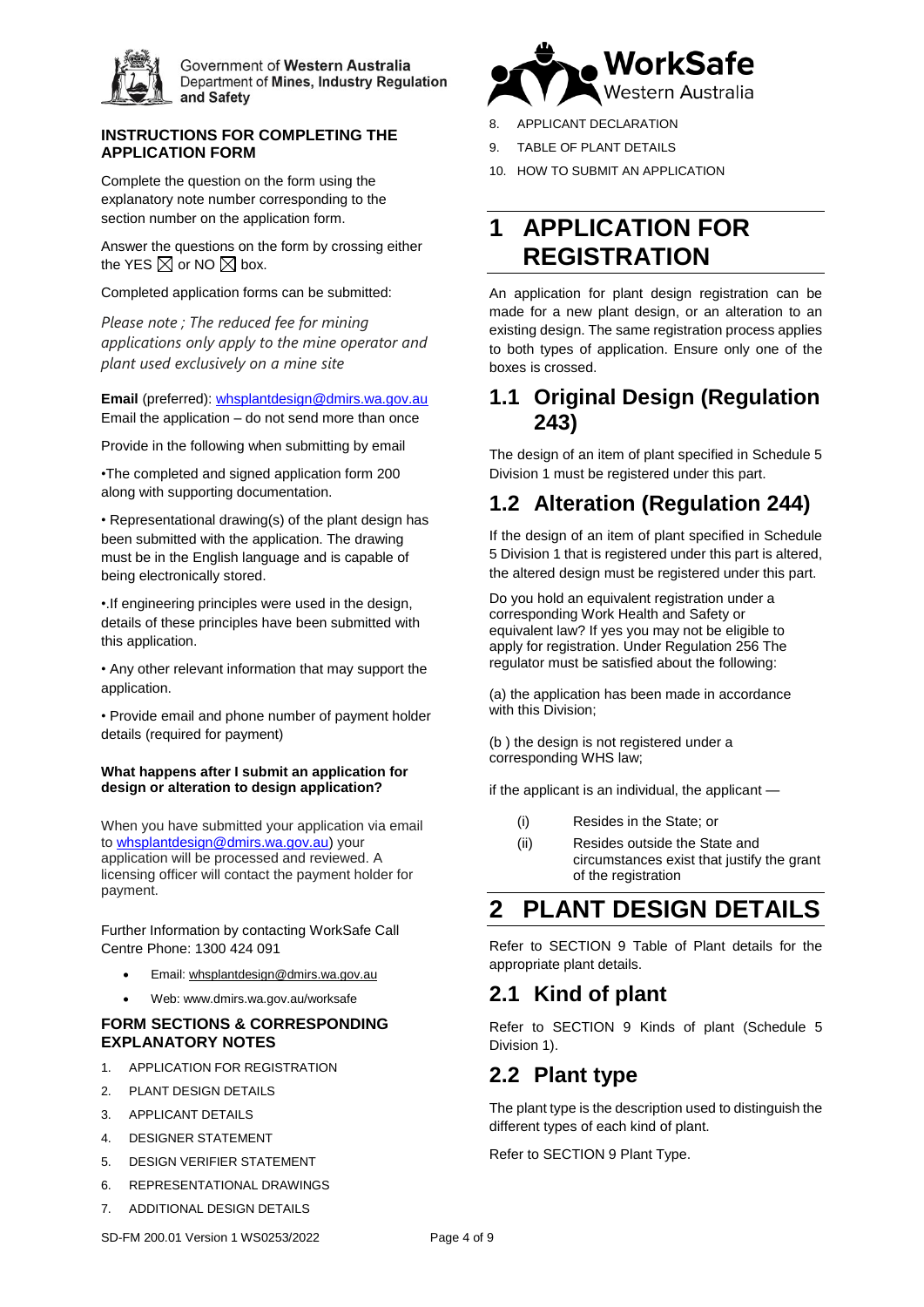Government of **Western Australia**
Department of **Mines, Industry Regulation and Safety**

**WorkSafe** Western Australia

### INSTRUCTIONS FOR COMPLETING THE APPLICATION FORM

Complete the question on the form using the explanatory note number corresponding to the section number on the application form.

Answer the questions on the form by crossing either the YES ☒ or NO ☒ box.

Completed application forms can be submitted:

*Please note ; The reduced fee for mining applications only apply to the mine operator and plant used exclusively on a mine site*

**Email** (preferred): whsplantdesign@dmirs.wa.gov.au
Email the application – do not send more than once

Provide in the following when submitting by email

•The completed and signed application form 200 along with supporting documentation.

• Representational drawing(s) of the plant design has been submitted with the application. The drawing must be in the English language and is capable of being electronically stored.

•.If engineering principles were used in the design, details of these principles have been submitted with this application.

• Any other relevant information that may support the application.

• Provide email and phone number of payment holder details (required for payment)

**What happens after I submit an application for design or alteration to design application?**

When you have submitted your application via email to whsplantdesign@dmirs.wa.gov.au) your application will be processed and reviewed. A licensing officer will contact the payment holder for payment.

Further Information by contacting WorkSafe Call Centre Phone: 1300 424 091

- Email: whsplantdesign@dmirs.wa.gov.au
- Web: www.dmirs.wa.gov.au/worksafe

### FORM SECTIONS & CORRESPONDING EXPLANATORY NOTES

1. APPLICATION FOR REGISTRATION
2. PLANT DESIGN DETAILS
3. APPLICANT DETAILS
4. DESIGNER STATEMENT
5. DESIGN VERIFIER STATEMENT
6. REPRESENTATIONAL DRAWINGS
7. ADDITIONAL DESIGN DETAILS
8. APPLICANT DECLARATION
9. TABLE OF PLANT DETAILS
10. HOW TO SUBMIT AN APPLICATION

# 1 APPLICATION FOR REGISTRATION

An application for plant design registration can be made for a new plant design, or an alteration to an existing design. The same registration process applies to both types of application. Ensure only one of the boxes is crossed.

## 1.1 Original Design (Regulation 243)

The design of an item of plant specified in Schedule 5 Division 1 must be registered under this part.

## 1.2 Alteration (Regulation 244)

If the design of an item of plant specified in Schedule 5 Division 1 that is registered under this part is altered, the altered design must be registered under this part.

Do you hold an equivalent registration under a corresponding Work Health and Safety or equivalent law? If yes you may not be eligible to apply for registration. Under Regulation 256 The regulator must be satisfied about the following:

(a) the application has been made in accordance with this Division;

(b ) the design is not registered under a corresponding WHS law;

if the applicant is an individual, the applicant —

(i) Resides in the State; or

(ii) Resides outside the State and circumstances exist that justify the grant of the registration

# 2 PLANT DESIGN DETAILS

Refer to SECTION 9 Table of Plant details for the appropriate plant details.

## 2.1 Kind of plant

Refer to SECTION 9 Kinds of plant (Schedule 5 Division 1).

## 2.2 Plant type

The plant type is the description used to distinguish the different types of each kind of plant.

Refer to SECTION 9 Plant Type.

SD-FM 200.01 Version 1 WS0253/2022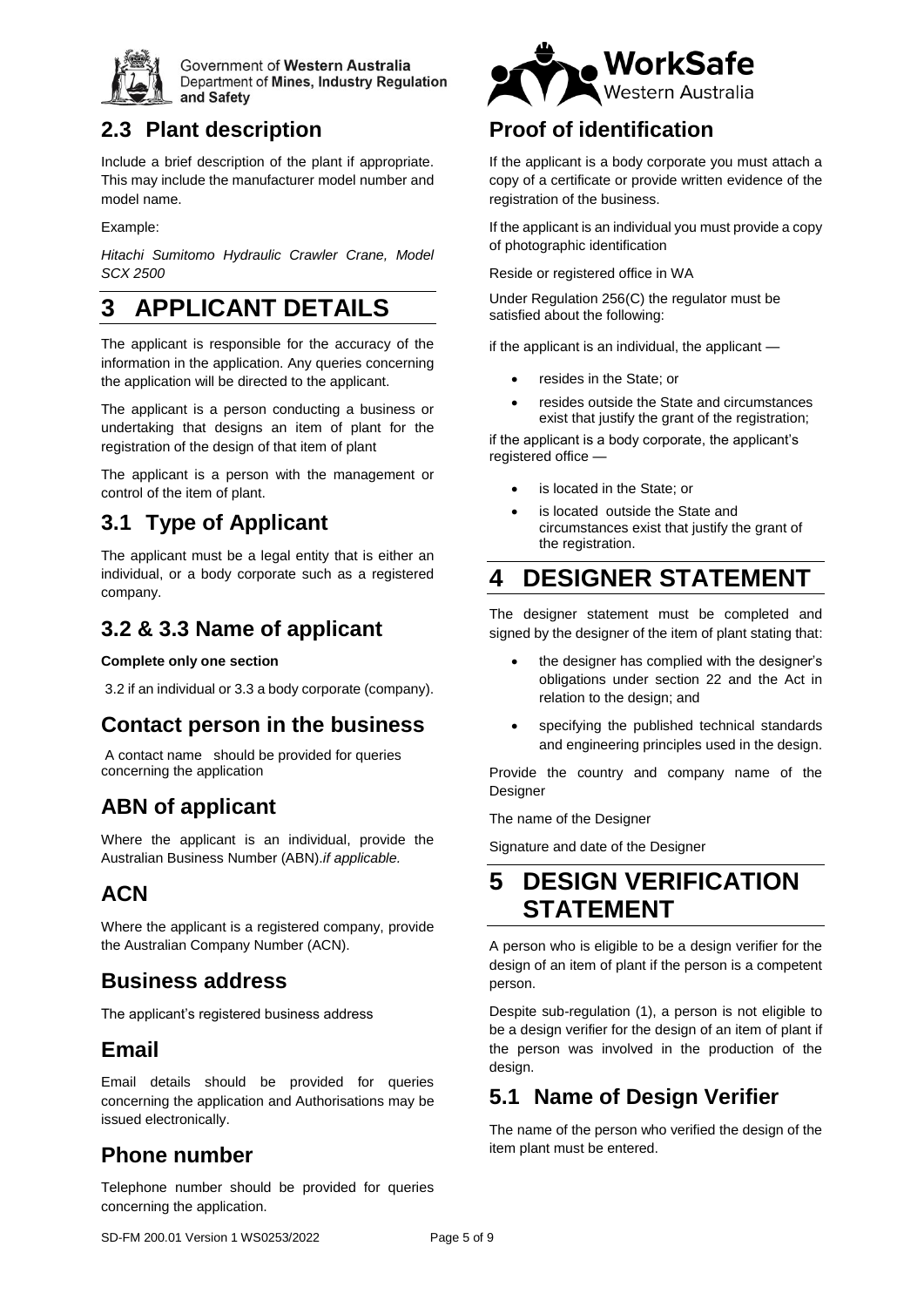## 2.3 Plant description

Include a brief description of the plant if appropriate. This may include the manufacturer model number and model name.

Example:

*Hitachi Sumitomo Hydraulic Crawler Crane, Model SCX 2500*

# 3 APPLICANT DETAILS

The applicant is responsible for the accuracy of the information in the application. Any queries concerning the application will be directed to the applicant.

The applicant is a person conducting a business or undertaking that designs an item of plant for the registration of the design of that item of plant

The applicant is a person with the management or control of the item of plant.

## 3.1 Type of Applicant

The applicant must be a legal entity that is either an individual, or a body corporate such as a registered company.

## 3.2 & 3.3 Name of applicant

**Complete only one section**

3.2 if an individual or 3.3 a body corporate (company).

## Contact person in the business

A contact name should be provided for queries concerning the application

## ABN of applicant

Where the applicant is an individual, provide the Australian Business Number (ABN).*if applicable.*

## ACN

Where the applicant is a registered company, provide the Australian Company Number (ACN).

## Business address

The applicant's registered business address

## Email

Email details should be provided for queries concerning the application and Authorisations may be issued electronically.

## Phone number

Telephone number should be provided for queries concerning the application.

## Proof of identification

If the applicant is a body corporate you must attach a copy of a certificate or provide written evidence of the registration of the business.

If the applicant is an individual you must provide a copy of photographic identification

Reside or registered office in WA

Under Regulation 256(C) the regulator must be satisfied about the following:

if the applicant is an individual, the applicant —

- resides in the State; or
- resides outside the State and circumstances exist that justify the grant of the registration;

if the applicant is a body corporate, the applicant's registered office —

- is located in the State; or
- is located outside the State and circumstances exist that justify the grant of the registration.

# 4 DESIGNER STATEMENT

The designer statement must be completed and signed by the designer of the item of plant stating that:

- the designer has complied with the designer's obligations under section 22 and the Act in relation to the design; and
- specifying the published technical standards and engineering principles used in the design.

Provide the country and company name of the Designer

The name of the Designer

Signature and date of the Designer

# 5 DESIGN VERIFICATION STATEMENT

A person who is eligible to be a design verifier for the design of an item of plant if the person is a competent person.

Despite sub-regulation (1), a person is not eligible to be a design verifier for the design of an item of plant if the person was involved in the production of the design.

## 5.1 Name of Design Verifier

The name of the person who verified the design of the item plant must be entered.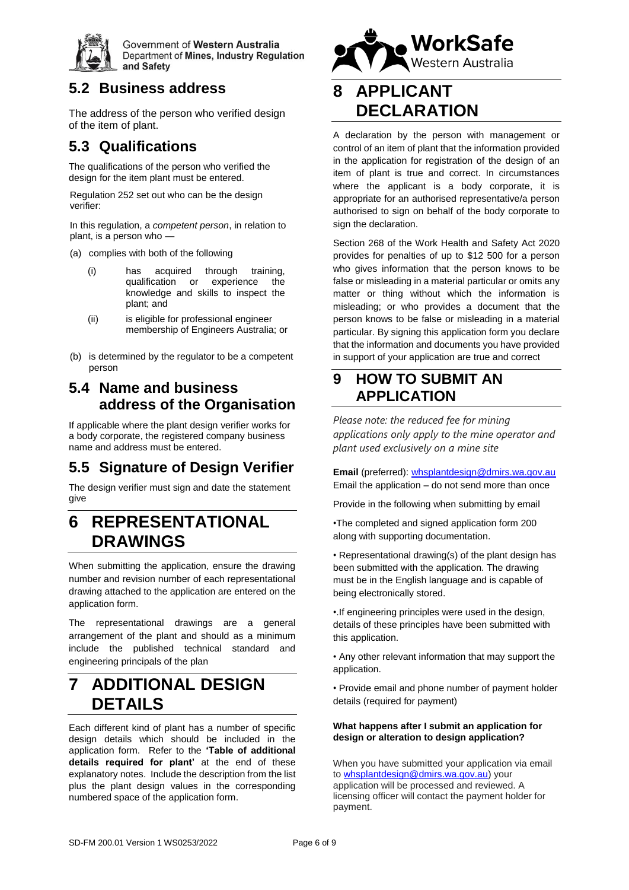## 5.2 Business address

The address of the person who verified design of the item of plant.

## 5.3 Qualifications

The qualifications of the person who verified the design for the item plant must be entered.

Regulation 252 set out who can be the design verifier:

In this regulation, a *competent person*, in relation to plant, is a person who —

(a) complies with both of the following

  (i) has acquired through training, qualification or experience the knowledge and skills to inspect the plant; and

  (ii) is eligible for professional engineer membership of Engineers Australia; or

(b) is determined by the regulator to be a competent person

## 5.4 Name and business address of the Organisation

If applicable where the plant design verifier works for a body corporate, the registered company business name and address must be entered.

## 5.5 Signature of Design Verifier

The design verifier must sign and date the statement give

# 6 REPRESENTATIONAL DRAWINGS

When submitting the application, ensure the drawing number and revision number of each representational drawing attached to the application are entered on the application form.

The representational drawings are a general arrangement of the plant and should as a minimum include the published technical standard and engineering principals of the plan

# 7 ADDITIONAL DESIGN DETAILS

Each different kind of plant has a number of specific design details which should be included in the application form. Refer to the **'Table of additional details required for plant'** at the end of these explanatory notes. Include the description from the list plus the plant design values in the corresponding numbered space of the application form.

# 8 APPLICANT DECLARATION

A declaration by the person with management or control of an item of plant that the information provided in the application for registration of the design of an item of plant is true and correct. In circumstances where the applicant is a body corporate, it is appropriate for an authorised representative/a person authorised to sign on behalf of the body corporate to sign the declaration.

Section 268 of the Work Health and Safety Act 2020 provides for penalties of up to $12 500 for a person who gives information that the person knows to be false or misleading in a material particular or omits any matter or thing without which the information is misleading; or who provides a document that the person knows to be false or misleading in a material particular. By signing this application form you declare that the information and documents you have provided in support of your application are true and correct

# 9 HOW TO SUBMIT AN APPLICATION

*Please note: the reduced fee for mining applications only apply to the mine operator and plant used exclusively on a mine site*

**Email** (preferred): whsplantdesign@dmirs.wa.gov.au
Email the application – do not send more than once

Provide in the following when submitting by email

•The completed and signed application form 200 along with supporting documentation.

• Representational drawing(s) of the plant design has been submitted with the application. The drawing must be in the English language and is capable of being electronically stored.

•.If engineering principles were used in the design, details of these principles have been submitted with this application.

• Any other relevant information that may support the application.

• Provide email and phone number of payment holder details (required for payment)

**What happens after I submit an application for design or alteration to design application?**

When you have submitted your application via email to whsplantdesign@dmirs.wa.gov.au) your application will be processed and reviewed. A licensing officer will contact the payment holder for payment.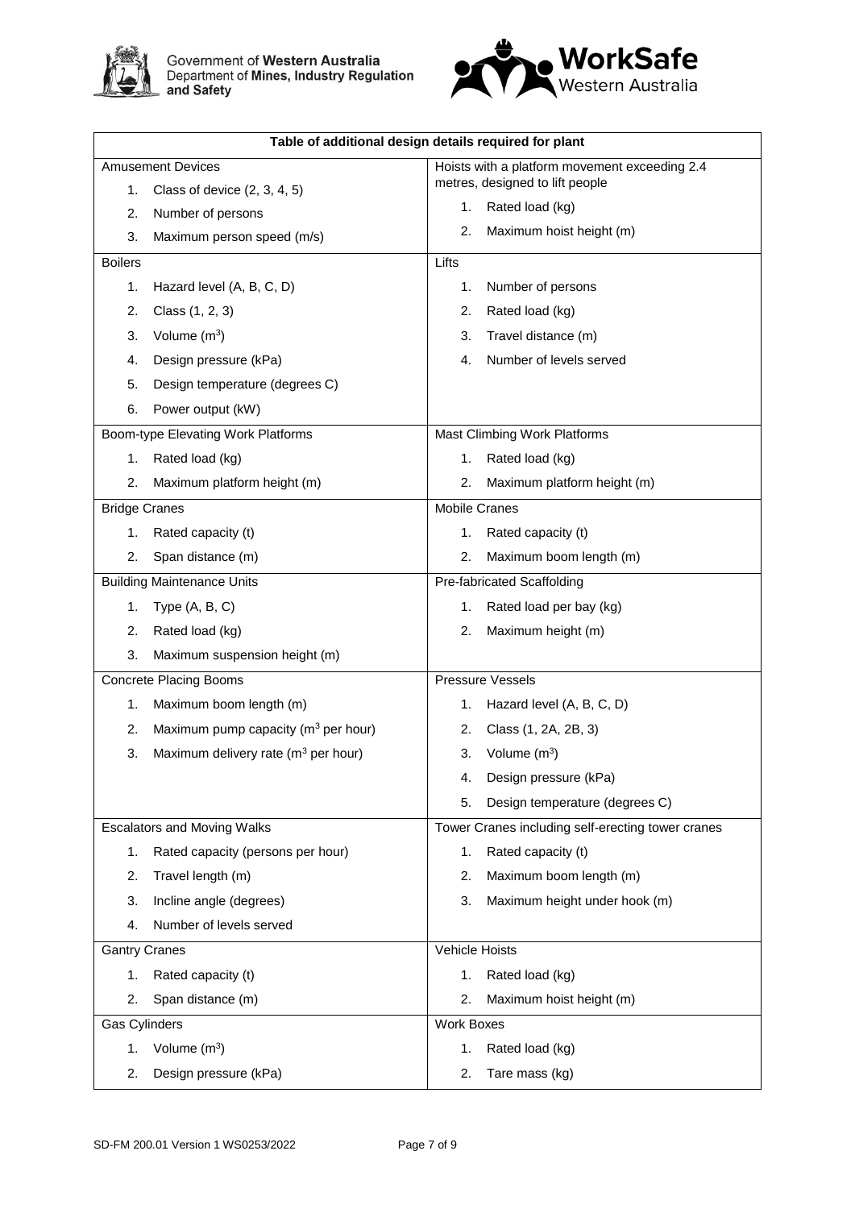| Table of additional design details required for plant | |
|---|---|
| Amusement Devices<br>1. Class of device (2, 3, 4, 5)<br>2. Number of persons<br>3. Maximum person speed (m/s) | Hoists with a platform movement exceeding 2.4 metres, designed to lift people<br>1. Rated load (kg)<br>2. Maximum hoist height (m) |
| Boilers<br>1. Hazard level (A, B, C, D)<br>2. Class (1, 2, 3)<br>3. Volume ($m^3$)<br>4. Design pressure (kPa)<br>5. Design temperature (degrees C)<br>6. Power output (kW) | Lifts<br>1. Number of persons<br>2. Rated load (kg)<br>3. Travel distance (m)<br>4. Number of levels served |
| Boom-type Elevating Work Platforms<br>1. Rated load (kg)<br>2. Maximum platform height (m) | Mast Climbing Work Platforms<br>1. Rated load (kg)<br>2. Maximum platform height (m) |
| Bridge Cranes<br>1. Rated capacity (t)<br>2. Span distance (m) | Mobile Cranes<br>1. Rated capacity (t)<br>2. Maximum boom length (m) |
| Building Maintenance Units<br>1. Type (A, B, C)<br>2. Rated load (kg)<br>3. Maximum suspension height (m) | Pre-fabricated Scaffolding<br>1. Rated load per bay (kg)<br>2. Maximum height (m) |
| Concrete Placing Booms<br>1. Maximum boom length (m)<br>2. Maximum pump capacity ($m^3$ per hour)<br>3. Maximum delivery rate ($m^3$ per hour) | Pressure Vessels<br>1. Hazard level (A, B, C, D)<br>2. Class (1, 2A, 2B, 3)<br>3. Volume ($m^3$)<br>4. Design pressure (kPa)<br>5. Design temperature (degrees C) |
| Escalators and Moving Walks<br>1. Rated capacity (persons per hour)<br>2. Travel length (m)<br>3. Incline angle (degrees)<br>4. Number of levels served | Tower Cranes including self-erecting tower cranes<br>1. Rated capacity (t)<br>2. Maximum boom length (m)<br>3. Maximum height under hook (m) |
| Gantry Cranes<br>1. Rated capacity (t)<br>2. Span distance (m) | Vehicle Hoists<br>1. Rated load (kg)<br>2. Maximum hoist height (m) |
| Gas Cylinders<br>1. Volume ($m^3$)<br>2. Design pressure (kPa) | Work Boxes<br>1. Rated load (kg)<br>2. Tare mass (kg) |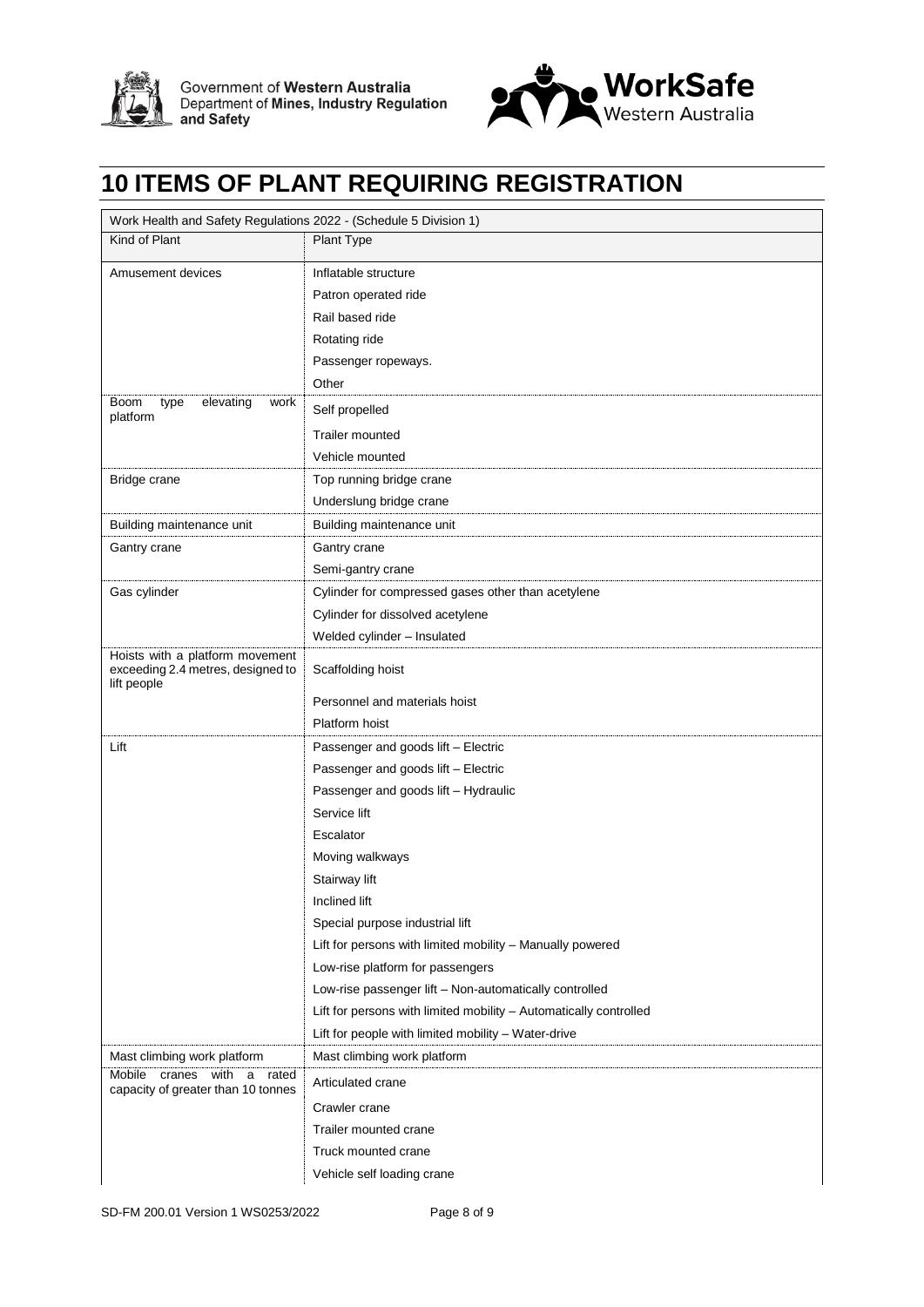# 10 ITEMS OF PLANT REQUIRING REGISTRATION

| Work Health and Safety Regulations 2022 - (Schedule 5 Division 1) | |
|---|---|
| Kind of Plant | Plant Type |
| Amusement devices | Inflatable structure |
| | Patron operated ride |
| | Rail based ride |
| | Rotating ride |
| | Passenger ropeways. |
| | Other |
| Boom type elevating work platform | Self propelled |
| | Trailer mounted |
| | Vehicle mounted |
| Bridge crane | Top running bridge crane |
| | Underslung bridge crane |
| Building maintenance unit | Building maintenance unit |
| Gantry crane | Gantry crane |
| | Semi-gantry crane |
| Gas cylinder | Cylinder for compressed gases other than acetylene |
| | Cylinder for dissolved acetylene |
| | Welded cylinder – Insulated |
| Hoists with a platform movement exceeding 2.4 metres, designed to lift people | Scaffolding hoist |
| | Personnel and materials hoist |
| | Platform hoist |
| Lift | Passenger and goods lift – Electric |
| | Passenger and goods lift – Electric |
| | Passenger and goods lift – Hydraulic |
| | Service lift |
| | Escalator |
| | Moving walkways |
| | Stairway lift |
| | Inclined lift |
| | Special purpose industrial lift |
| | Lift for persons with limited mobility – Manually powered |
| | Low-rise platform for passengers |
| | Low-rise passenger lift – Non-automatically controlled |
| | Lift for persons with limited mobility – Automatically controlled |
| | Lift for people with limited mobility – Water-drive |
| Mast climbing work platform | Mast climbing work platform |
| Mobile cranes with a rated capacity of greater than 10 tonnes | Articulated crane |
| | Crawler crane |
| | Trailer mounted crane |
| | Truck mounted crane |
| | Vehicle self loading crane |

SD-FM 200.01 Version 1 WS0253/2022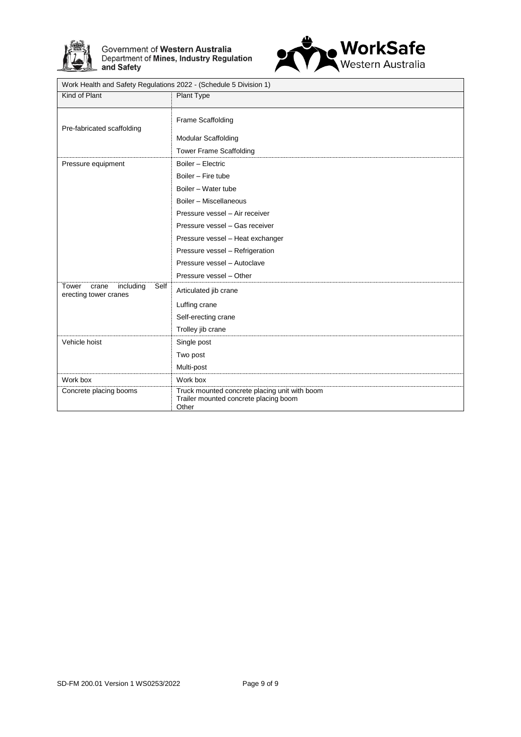| Work Health and Safety Regulations 2022 - (Schedule 5 Division 1) | |
|---|---|
| Kind of Plant | Plant Type |
| Pre-fabricated scaffolding | Frame Scaffolding |
| | Modular Scaffolding |
| | Tower Frame Scaffolding |
| Pressure equipment | Boiler – Electric |
| | Boiler – Fire tube |
| | Boiler – Water tube |
| | Boiler – Miscellaneous |
| | Pressure vessel – Air receiver |
| | Pressure vessel – Gas receiver |
| | Pressure vessel – Heat exchanger |
| | Pressure vessel – Refrigeration |
| | Pressure vessel – Autoclave |
| | Pressure vessel – Other |
| Tower crane including Self erecting tower cranes | Articulated jib crane |
| | Luffing crane |
| | Self-erecting crane |
| | Trolley jib crane |
| Vehicle hoist | Single post |
| | Two post |
| | Multi-post |
| Work box | Work box |
| Concrete placing booms | Truck mounted concrete placing unit with boom<br>Trailer mounted concrete placing boom<br>Other |

SD-FM 200.01 Version 1 WS0253/2022